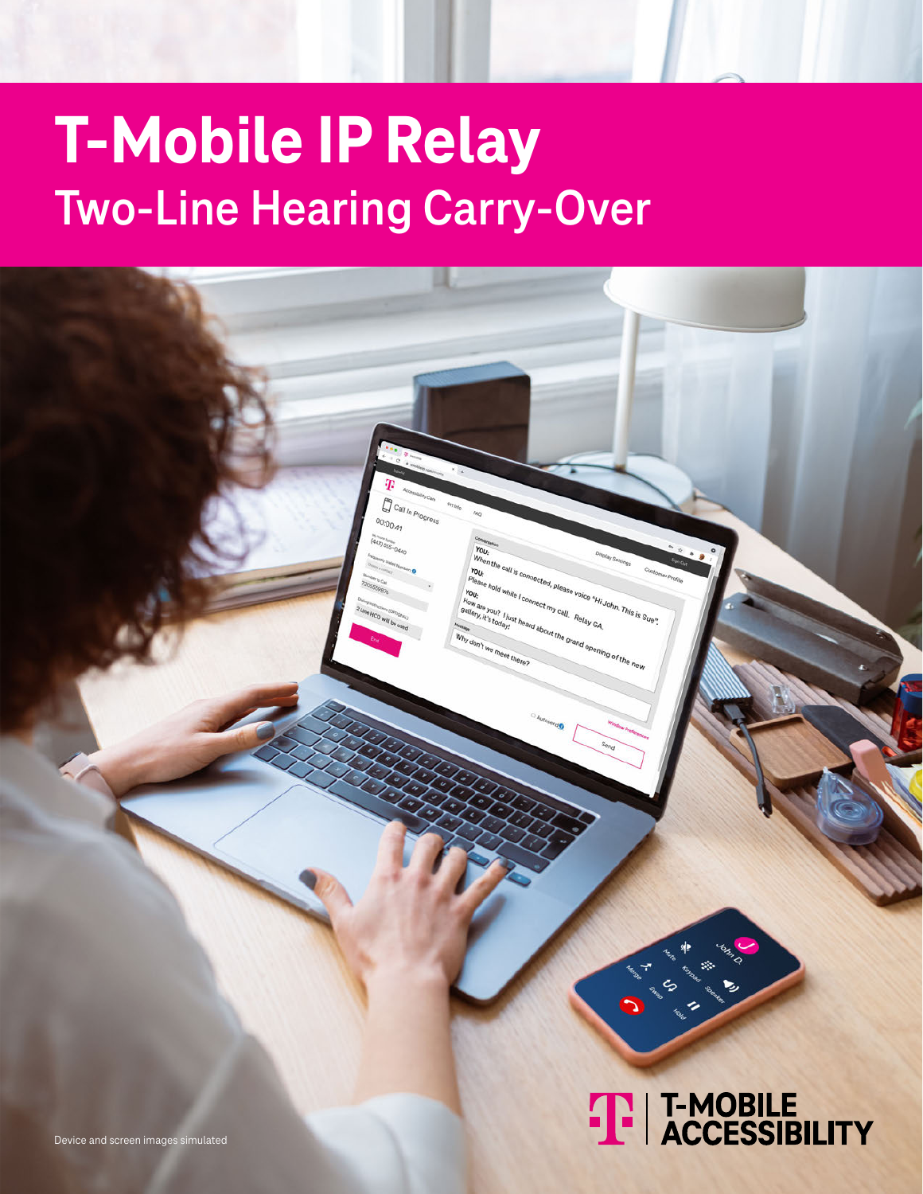# T-Mobile IP Relay
## Two-Line Hearing Carry-Over

Device and screen images simulated

T-MOBILE ACCESSIBILITY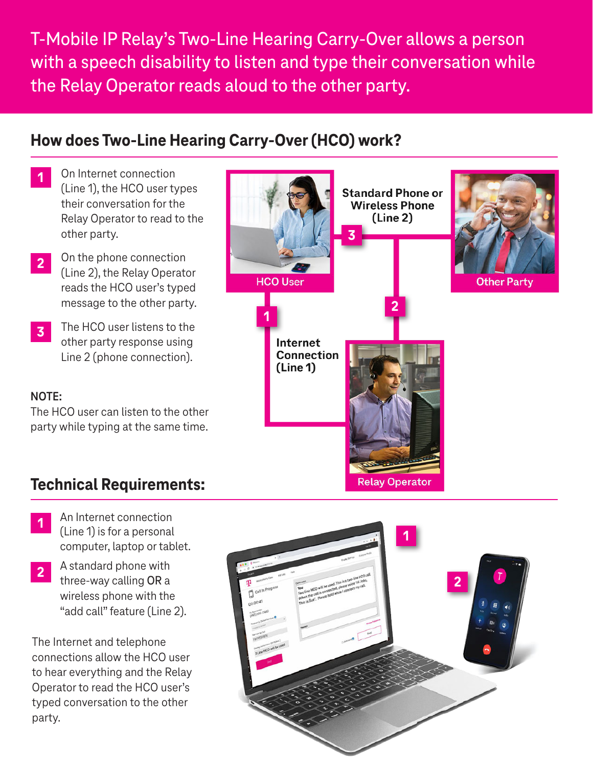T-Mobile IP Relay's Two-Line Hearing Carry-Over allows a person with a speech disability to listen and type their conversation while the Relay Operator reads aloud to the other party.

## How does Two-Line Hearing Carry-Over (HCO) work?

1. On Internet connection (Line 1), the HCO user types their conversation for the Relay Operator to read to the other party.
2. On the phone connection (Line 2), the Relay Operator reads the HCO user's typed message to the other party.
3. The HCO user listens to the other party response using Line 2 (phone connection).

**NOTE:**
The HCO user can listen to the other party while typing at the same time.

HCO User

Standard Phone or Wireless Phone (Line 2)

Other Party

Internet Connection (Line 1)

Relay Operator

## Technical Requirements:

1. An Internet connection (Line 1) is for a personal computer, laptop or tablet.
2. A standard phone with three-way calling OR a wireless phone with the "add call" feature (Line 2).

The Internet and telephone connections allow the HCO user to hear everything and the Relay Operator to read the HCO user's typed conversation to the other party.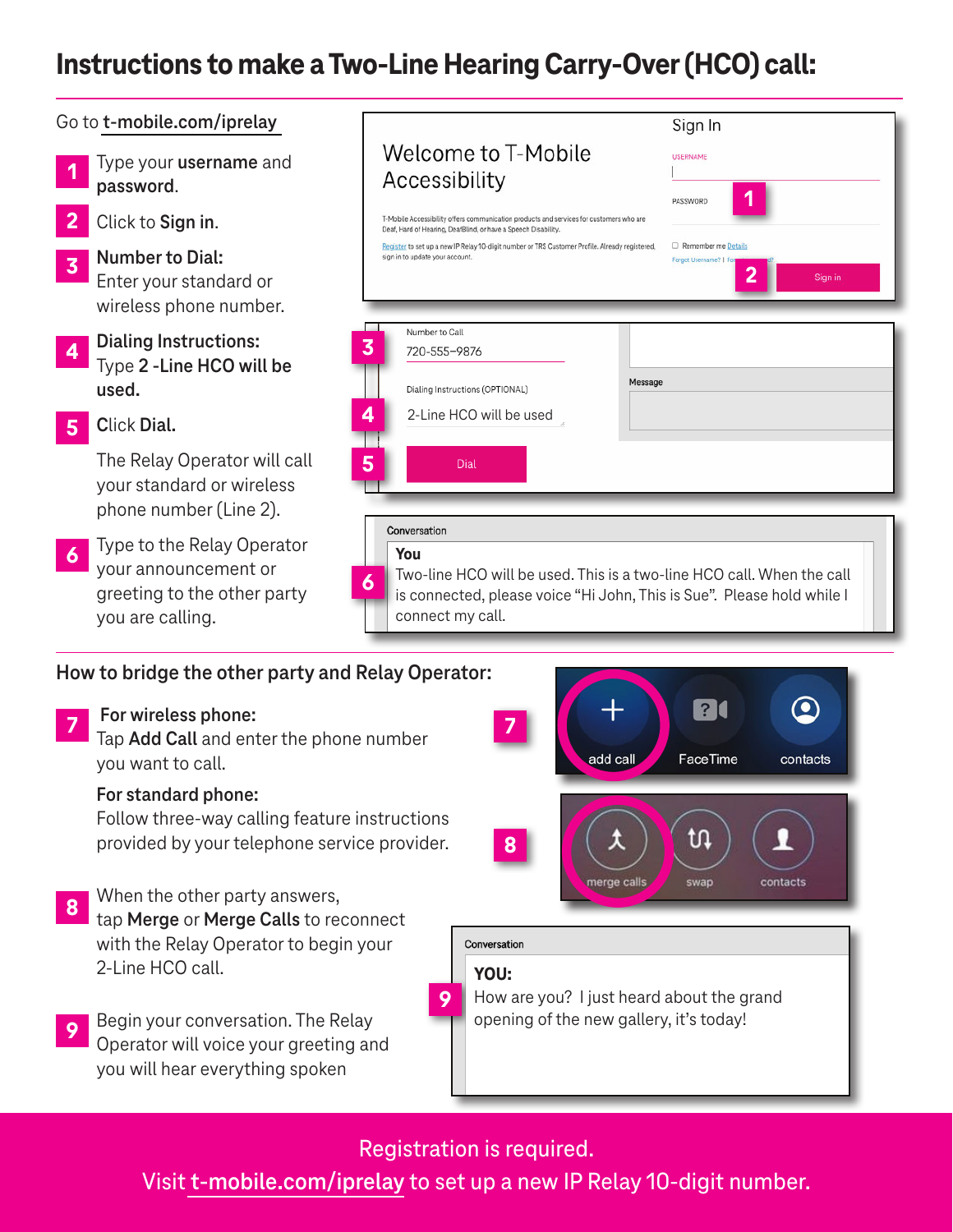# Instructions to make a Two-Line Hearing Carry-Over (HCO) call:

Go to **t-mobile.com/iprelay**

1. Type your **username** and **password**.
2. Click to **Sign in**.
3. **Number to Dial:** Enter your standard or wireless phone number.
4. **Dialing Instructions:** Type **2 -Line HCO will be used.**
5. Click **Dial.**

   The Relay Operator will call your standard or wireless phone number (Line 2).
6. Type to the Relay Operator your announcement or greeting to the other party you are calling.

Welcome to T-Mobile Accessibility

T-Mobile Accessibility offers communication products and services for customers who are Deaf, Hard of Hearing, DeafBlind, or have a Speech Disability.

Register to set up a new IP Relay 10-digit number or TRS Customer Profile. Already registered, sign in to update your account.

Sign In

USERNAME

PASSWORD

Remember me Details

Forgot Username? | Fo... d?

Sign in

Number to Call

720-555-9876

Dialing Instructions (OPTIONAL)

2-Line HCO will be used

Message

Dial

Conversation

**You**

Two-line HCO will be used. This is a two-line HCO call. When the call is connected, please voice "Hi John, This is Sue". Please hold while I connect my call.

## How to bridge the other party and Relay Operator:

7. **For wireless phone:** Tap **Add Call** and enter the phone number you want to call.

   **For standard phone:** Follow three-way calling feature instructions provided by your telephone service provider.
8. When the other party answers, tap **Merge** or **Merge Calls** to reconnect with the Relay Operator to begin your 2-Line HCO call.
9. Begin your conversation. The Relay Operator will voice your greeting and you will hear everything spoken

add call | FaceTime | contacts

merge calls | swap | contacts

Conversation

**YOU:**

How are you? I just heard about the grand opening of the new gallery, it's today!

Registration is required.

Visit **t-mobile.com/iprelay** to set up a new IP Relay 10-digit number.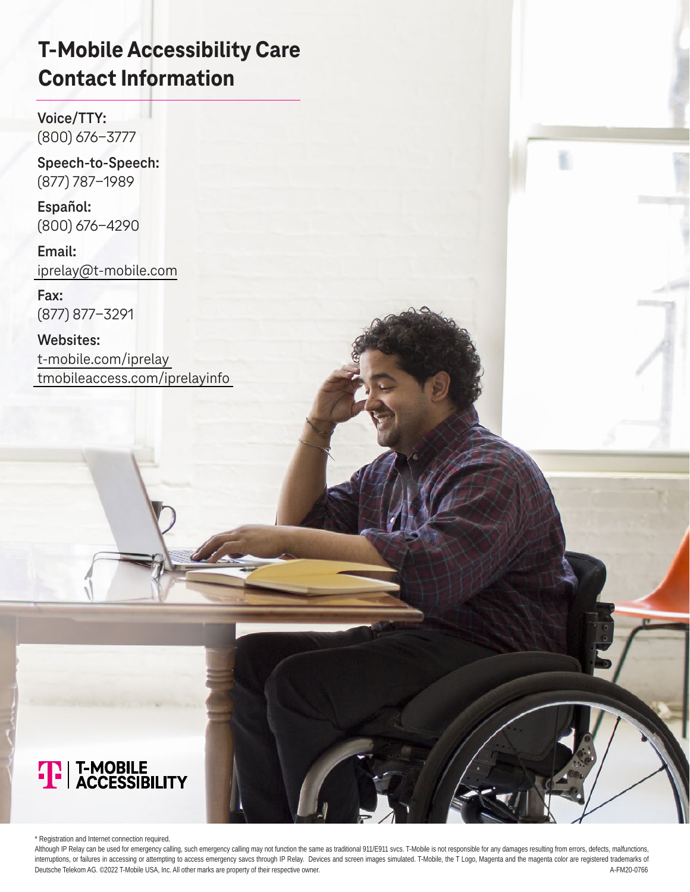# T-Mobile Accessibility Care Contact Information

**Voice/TTY:**
(800) 676–3777

**Speech-to-Speech:**
(877) 787–1989

**Español:**
(800) 676–4290

**Email:**
iprelay@t-mobile.com

**Fax:**
(877) 877–3291

**Websites:**
t-mobile.com/iprelay
tmobileaccess.com/iprelayinfo

T-MOBILE ACCESSIBILITY

* Registration and Internet connection required.

Although IP Relay can be used for emergency calling, such emergency calling may not function the same as traditional 911/E911 svcs. T-Mobile is not responsible for any damages resulting from errors, defects, malfunctions, interruptions, or failures in accessing or attempting to access emergency savcs through IP Relay. Devices and screen images simulated. T-Mobile, the T Logo, Magenta and the magenta color are registered trademarks of Deutsche Telekom AG. ©2022 T-Mobile USA, Inc. All other marks are property of their respective owner.

A-FM20-0766